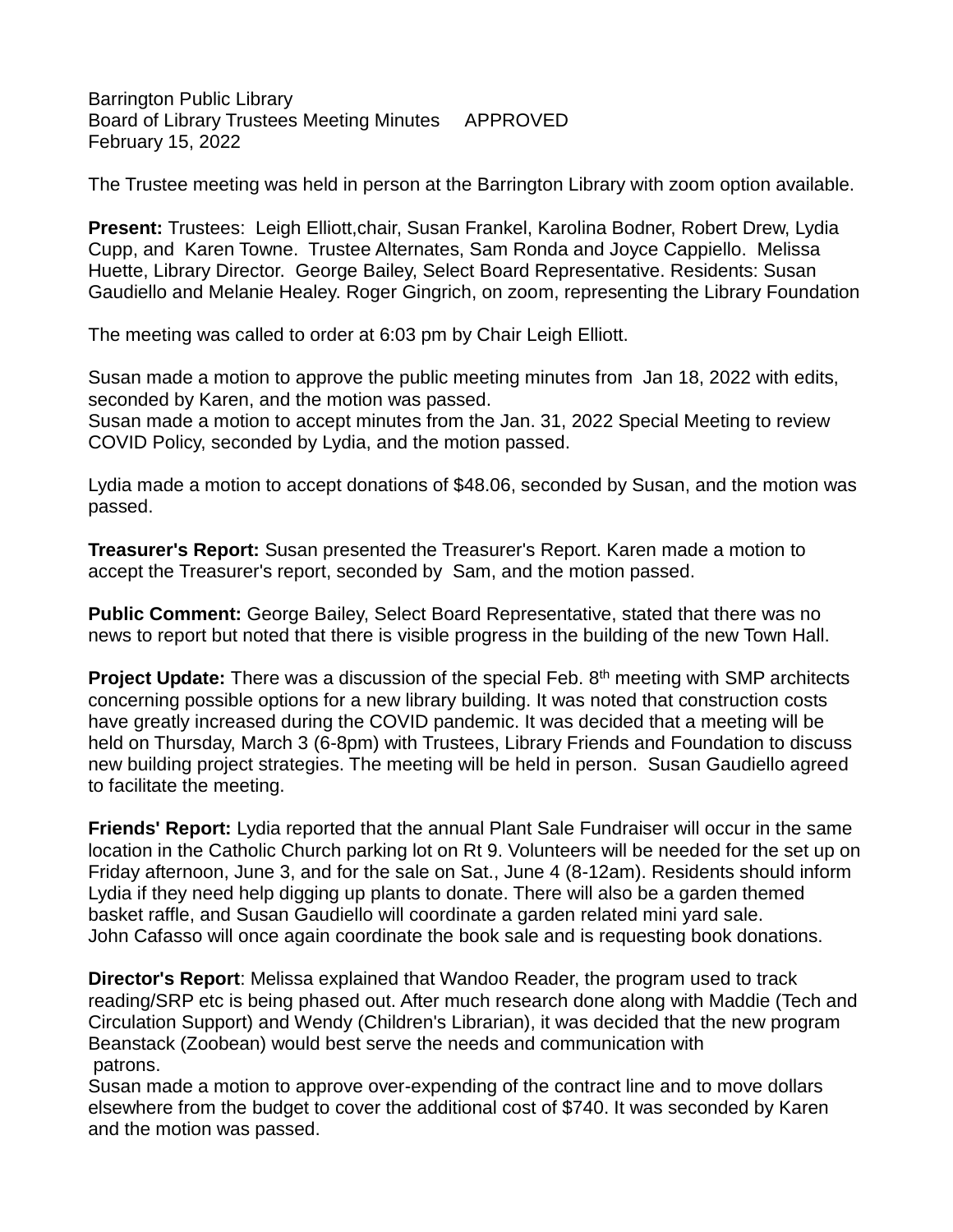Barrington Public Library
Board of Library Trustees Meeting Minutes APPROVED
February 15, 2022

The Trustee meeting was held in person at the Barrington Library with zoom option available.

**Present:** Trustees: Leigh Elliott,chair, Susan Frankel, Karolina Bodner, Robert Drew, Lydia Cupp, and Karen Towne. Trustee Alternates, Sam Ronda and Joyce Cappiello. Melissa Huette, Library Director. George Bailey, Select Board Representative. Residents: Susan Gaudiello and Melanie Healey. Roger Gingrich, on zoom, representing the Library Foundation

The meeting was called to order at 6:03 pm by Chair Leigh Elliott.

Susan made a motion to approve the public meeting minutes from Jan 18, 2022 with edits, seconded by Karen, and the motion was passed.
Susan made a motion to accept minutes from the Jan. 31, 2022 Special Meeting to review COVID Policy, seconded by Lydia, and the motion passed.

Lydia made a motion to accept donations of $48.06, seconded by Susan, and the motion was passed.

**Treasurer's Report:** Susan presented the Treasurer's Report. Karen made a motion to accept the Treasurer's report, seconded by Sam, and the motion passed.

**Public Comment:** George Bailey, Select Board Representative, stated that there was no news to report but noted that there is visible progress in the building of the new Town Hall.

**Project Update:** There was a discussion of the special Feb. 8th meeting with SMP architects concerning possible options for a new library building. It was noted that construction costs have greatly increased during the COVID pandemic. It was decided that a meeting will be held on Thursday, March 3 (6-8pm) with Trustees, Library Friends and Foundation to discuss new building project strategies. The meeting will be held in person. Susan Gaudiello agreed to facilitate the meeting.

**Friends' Report:** Lydia reported that the annual Plant Sale Fundraiser will occur in the same location in the Catholic Church parking lot on Rt 9. Volunteers will be needed for the set up on Friday afternoon, June 3, and for the sale on Sat., June 4 (8-12am). Residents should inform Lydia if they need help digging up plants to donate. There will also be a garden themed basket raffle, and Susan Gaudiello will coordinate a garden related mini yard sale.
John Cafasso will once again coordinate the book sale and is requesting book donations.

**Director's Report**: Melissa explained that Wandoo Reader, the program used to track reading/SRP etc is being phased out. After much research done along with Maddie (Tech and Circulation Support) and Wendy (Children's Librarian), it was decided that the new program Beanstack (Zoobean) would best serve the needs and communication with patrons.
Susan made a motion to approve over-expending of the contract line and to move dollars elsewhere from the budget to cover the additional cost of $740. It was seconded by Karen and the motion was passed.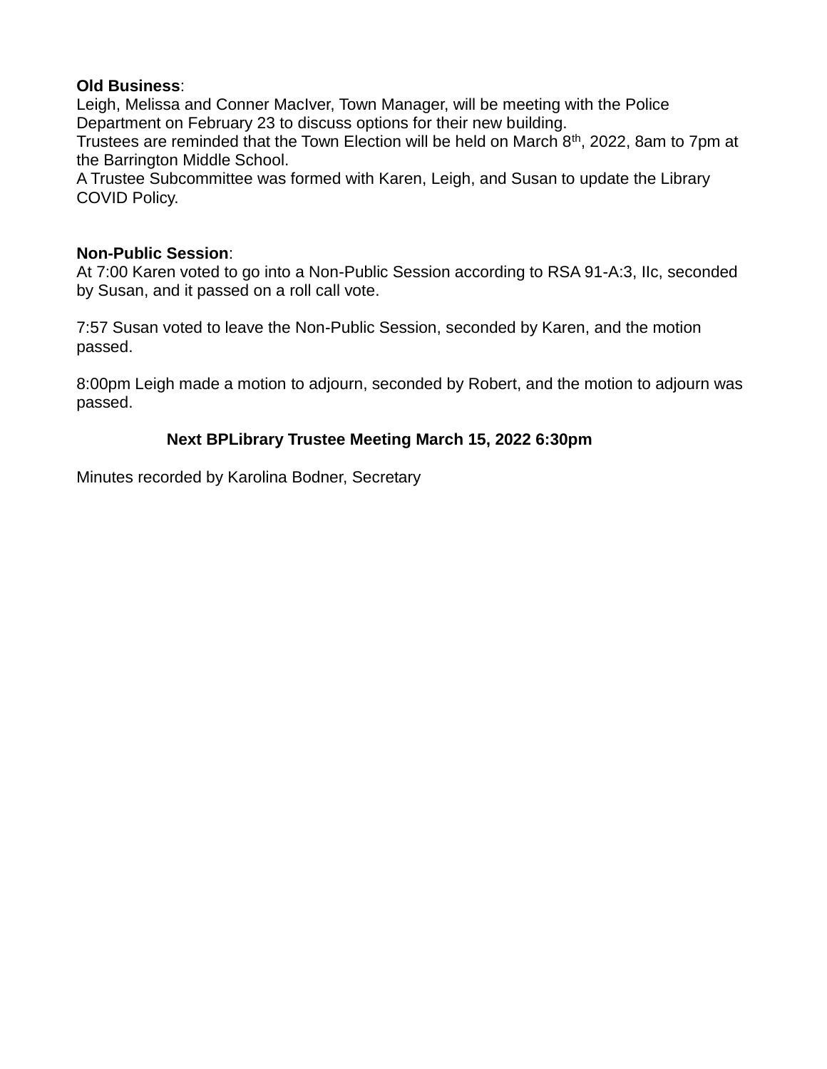**Old Business**:
Leigh, Melissa and Conner MacIver, Town Manager, will be meeting with the Police Department on February 23 to discuss options for their new building.
Trustees are reminded that the Town Election will be held on March 8th, 2022, 8am to 7pm at the Barrington Middle School.
A Trustee Subcommittee was formed with Karen, Leigh, and Susan to update the Library COVID Policy.

**Non-Public Session**:
At 7:00 Karen voted to go into a Non-Public Session according to RSA 91-A:3, IIc, seconded by Susan, and it passed on a roll call vote.

7:57 Susan voted to leave the Non-Public Session, seconded by Karen, and the motion passed.

8:00pm Leigh made a motion to adjourn, seconded by Robert, and the motion to adjourn was passed.

**Next BPLibrary Trustee Meeting March 15, 2022 6:30pm**

Minutes recorded by Karolina Bodner, Secretary